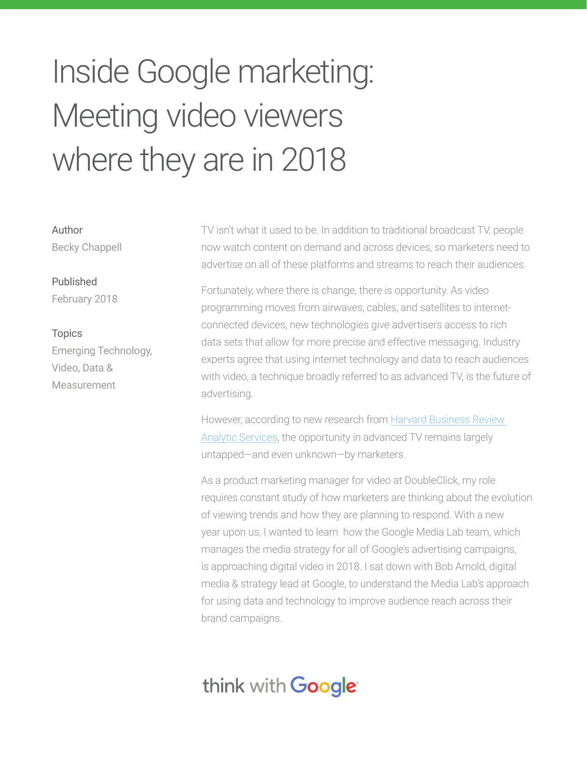# Inside Google marketing: Meeting video viewers where they are in 2018

Author
Becky Chappell

Published
February 2018

Topics
Emerging Technology, Video, Data & Measurement

TV isn't what it used to be. In addition to traditional broadcast TV, people now watch content on demand and across devices, so marketers need to advertise on all of these platforms and streams to reach their audiences.

Fortunately, where there is change, there is opportunity. As video programming moves from airwaves, cables, and satellites to internet-connected devices, new technologies give advertisers access to rich data sets that allow for more precise and effective messaging. Industry experts agree that using internet technology and data to reach audiences with video, a technique broadly referred to as advanced TV, is the future of advertising.

However, according to new research from [Harvard Business Review Analytic Services](), the opportunity in advanced TV remains largely untapped—and even unknown—by marketers.

As a product marketing manager for video at DoubleClick, my role requires constant study of how marketers are thinking about the evolution of viewing trends and how they are planning to respond. With a new year upon us, I wanted to learn how the Google Media Lab team, which manages the media strategy for all of Google's advertising campaigns, is approaching digital video in 2018. I sat down with Bob Arnold, digital media & strategy lead at Google, to understand the Media Lab's approach for using data and technology to improve audience reach across their brand campaigns.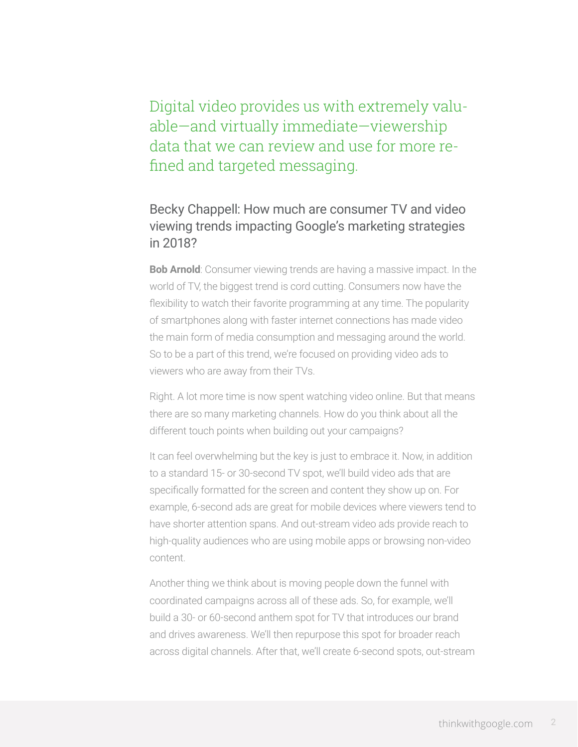> Digital video provides us with extremely valuable—and virtually immediate—viewership data that we can review and use for more refined and targeted messaging.

### Becky Chappell: How much are consumer TV and video viewing trends impacting Google's marketing strategies in 2018?

**Bob Arnold**: Consumer viewing trends are having a massive impact. In the world of TV, the biggest trend is cord cutting. Consumers now have the flexibility to watch their favorite programming at any time. The popularity of smartphones along with faster internet connections has made video the main form of media consumption and messaging around the world. So to be a part of this trend, we're focused on providing video ads to viewers who are away from their TVs.

Right. A lot more time is now spent watching video online. But that means there are so many marketing channels. How do you think about all the different touch points when building out your campaigns?

It can feel overwhelming but the key is just to embrace it. Now, in addition to a standard 15- or 30-second TV spot, we'll build video ads that are specifically formatted for the screen and content they show up on. For example, 6-second ads are great for mobile devices where viewers tend to have shorter attention spans. And out-stream video ads provide reach to high-quality audiences who are using mobile apps or browsing non-video content.

Another thing we think about is moving people down the funnel with coordinated campaigns across all of these ads. So, for example, we'll build a 30- or 60-second anthem spot for TV that introduces our brand and drives awareness. We'll then repurpose this spot for broader reach across digital channels. After that, we'll create 6-second spots, out-stream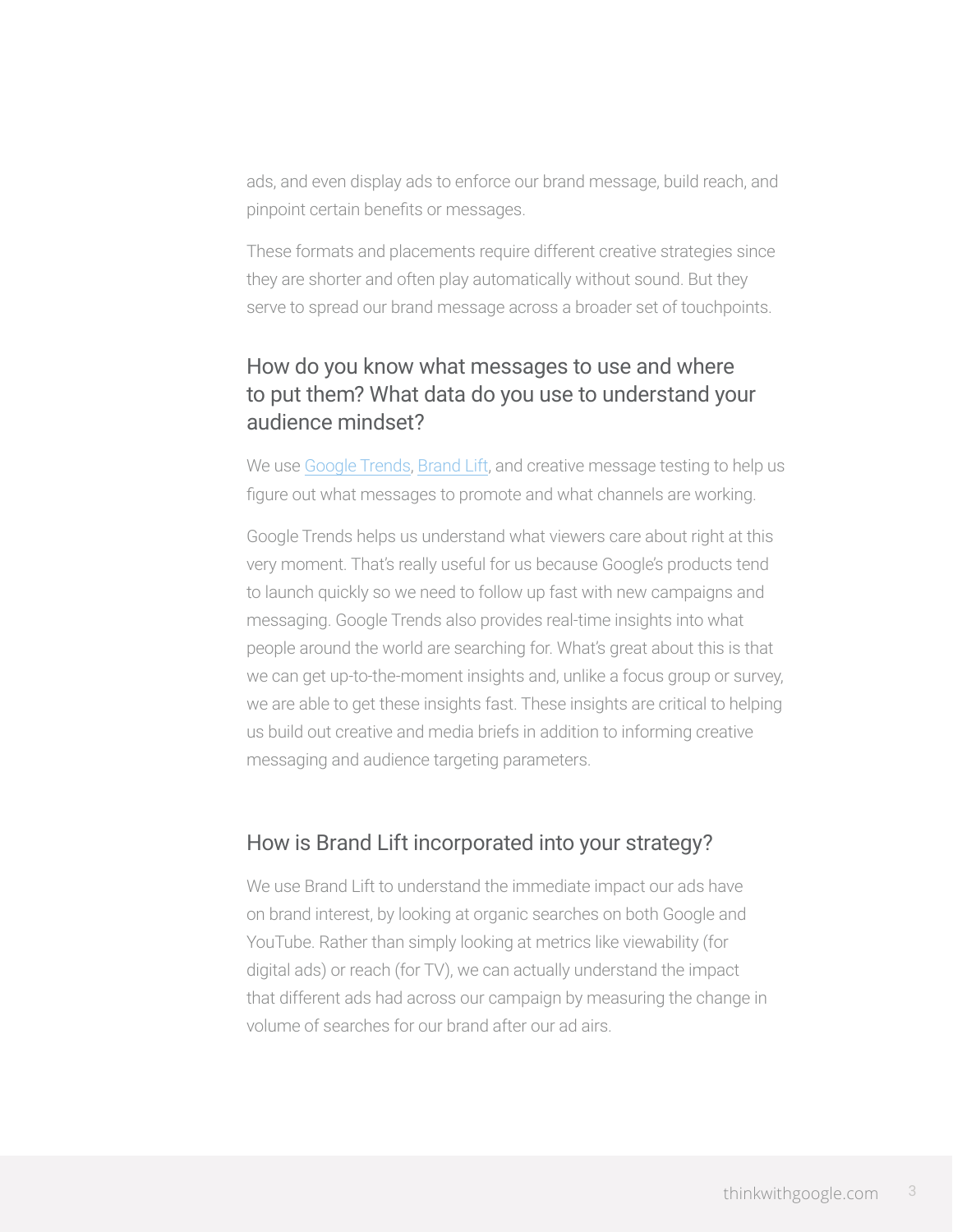ads, and even display ads to enforce our brand message, build reach, and pinpoint certain benefits or messages.

These formats and placements require different creative strategies since they are shorter and often play automatically without sound. But they serve to spread our brand message across a broader set of touchpoints.

## How do you know what messages to use and where to put them? What data do you use to understand your audience mindset?

We use [Google Trends](), [Brand Lift](), and creative message testing to help us figure out what messages to promote and what channels are working.

Google Trends helps us understand what viewers care about right at this very moment. That's really useful for us because Google's products tend to launch quickly so we need to follow up fast with new campaigns and messaging. Google Trends also provides real-time insights into what people around the world are searching for. What's great about this is that we can get up-to-the-moment insights and, unlike a focus group or survey, we are able to get these insights fast. These insights are critical to helping us build out creative and media briefs in addition to informing creative messaging and audience targeting parameters.

## How is Brand Lift incorporated into your strategy?

We use Brand Lift to understand the immediate impact our ads have on brand interest, by looking at organic searches on both Google and YouTube. Rather than simply looking at metrics like viewability (for digital ads) or reach (for TV), we can actually understand the impact that different ads had across our campaign by measuring the change in volume of searches for our brand after our ad airs.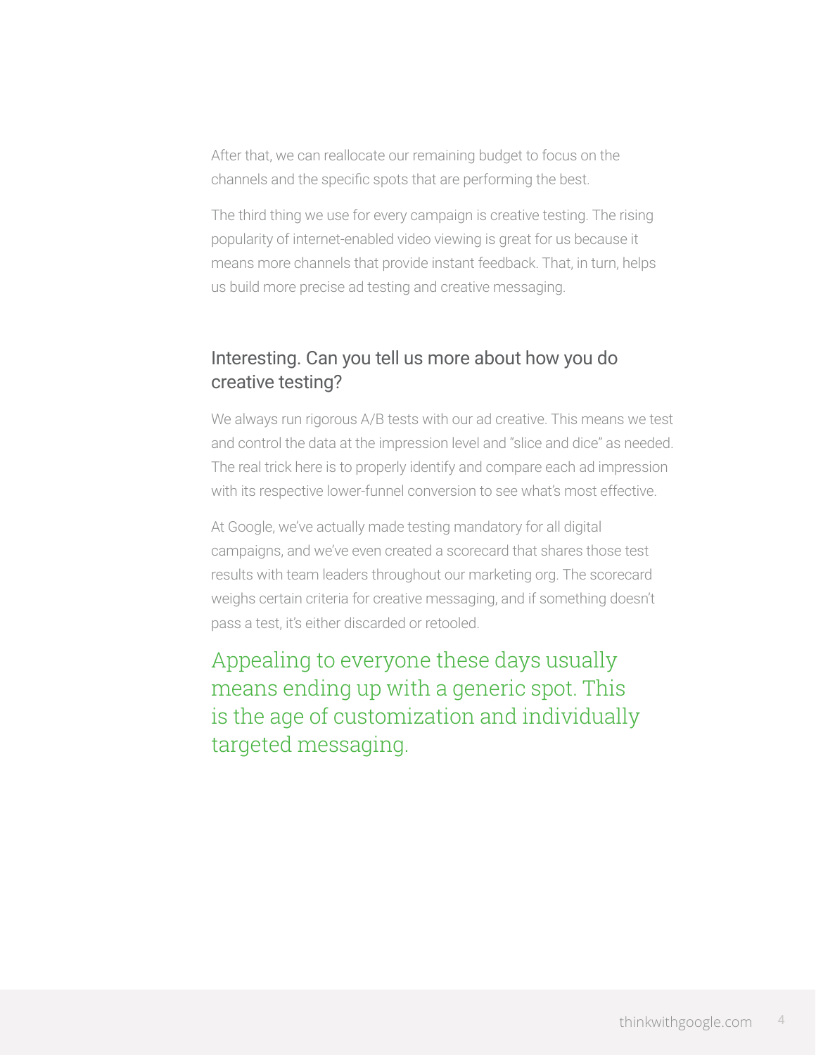After that, we can reallocate our remaining budget to focus on the channels and the specific spots that are performing the best.

The third thing we use for every campaign is creative testing. The rising popularity of internet-enabled video viewing is great for us because it means more channels that provide instant feedback. That, in turn, helps us build more precise ad testing and creative messaging.

## Interesting. Can you tell us more about how you do creative testing?

We always run rigorous A/B tests with our ad creative. This means we test and control the data at the impression level and "slice and dice" as needed. The real trick here is to properly identify and compare each ad impression with its respective lower-funnel conversion to see what's most effective.

At Google, we've actually made testing mandatory for all digital campaigns, and we've even created a scorecard that shares those test results with team leaders throughout our marketing org. The scorecard weighs certain criteria for creative messaging, and if something doesn't pass a test, it's either discarded or retooled.

> Appealing to everyone these days usually means ending up with a generic spot. This is the age of customization and individually targeted messaging.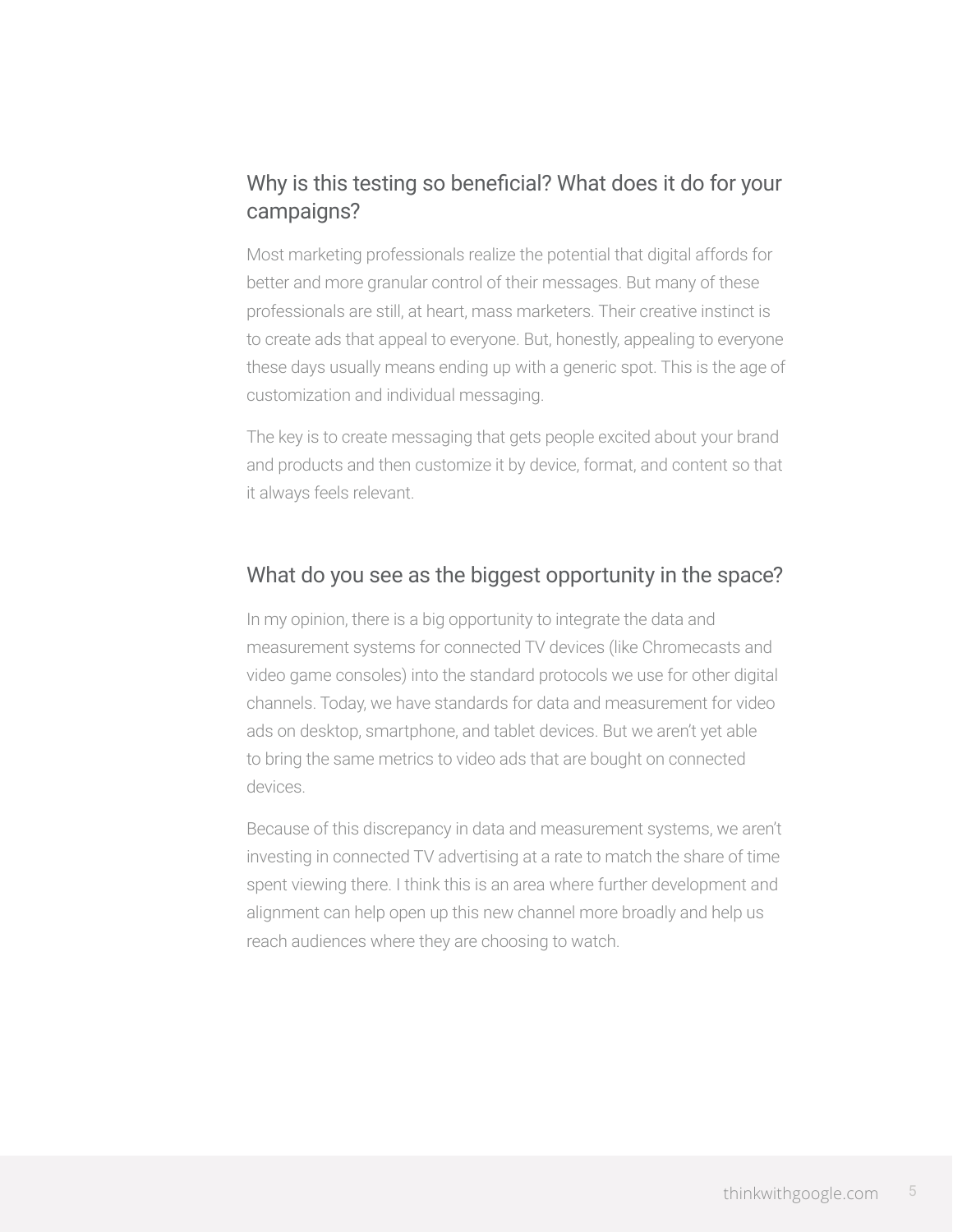## Why is this testing so beneficial? What does it do for your campaigns?

Most marketing professionals realize the potential that digital affords for better and more granular control of their messages. But many of these professionals are still, at heart, mass marketers. Their creative instinct is to create ads that appeal to everyone. But, honestly, appealing to everyone these days usually means ending up with a generic spot. This is the age of customization and individual messaging.

The key is to create messaging that gets people excited about your brand and products and then customize it by device, format, and content so that it always feels relevant.

## What do you see as the biggest opportunity in the space?

In my opinion, there is a big opportunity to integrate the data and measurement systems for connected TV devices (like Chromecasts and video game consoles) into the standard protocols we use for other digital channels. Today, we have standards for data and measurement for video ads on desktop, smartphone, and tablet devices. But we aren't yet able to bring the same metrics to video ads that are bought on connected devices.

Because of this discrepancy in data and measurement systems, we aren't investing in connected TV advertising at a rate to match the share of time spent viewing there. I think this is an area where further development and alignment can help open up this new channel more broadly and help us reach audiences where they are choosing to watch.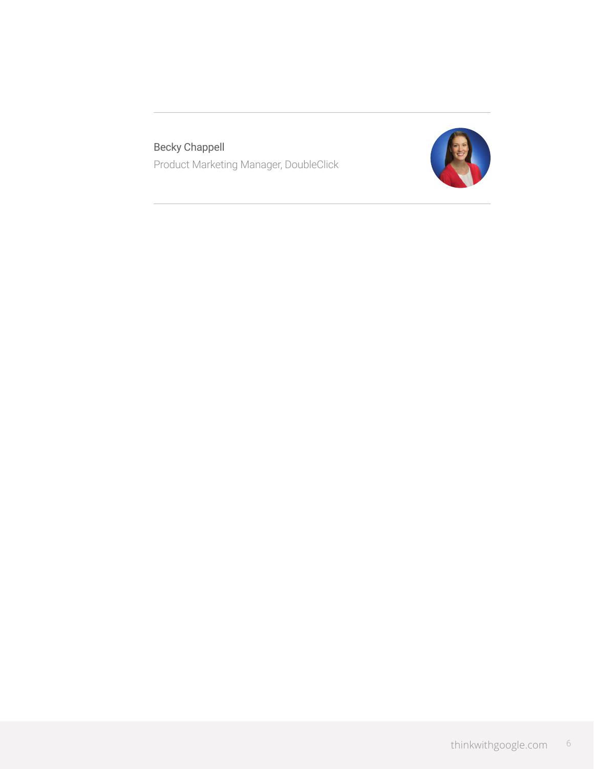---

Becky Chappell

Product Marketing Manager, DoubleClick

---